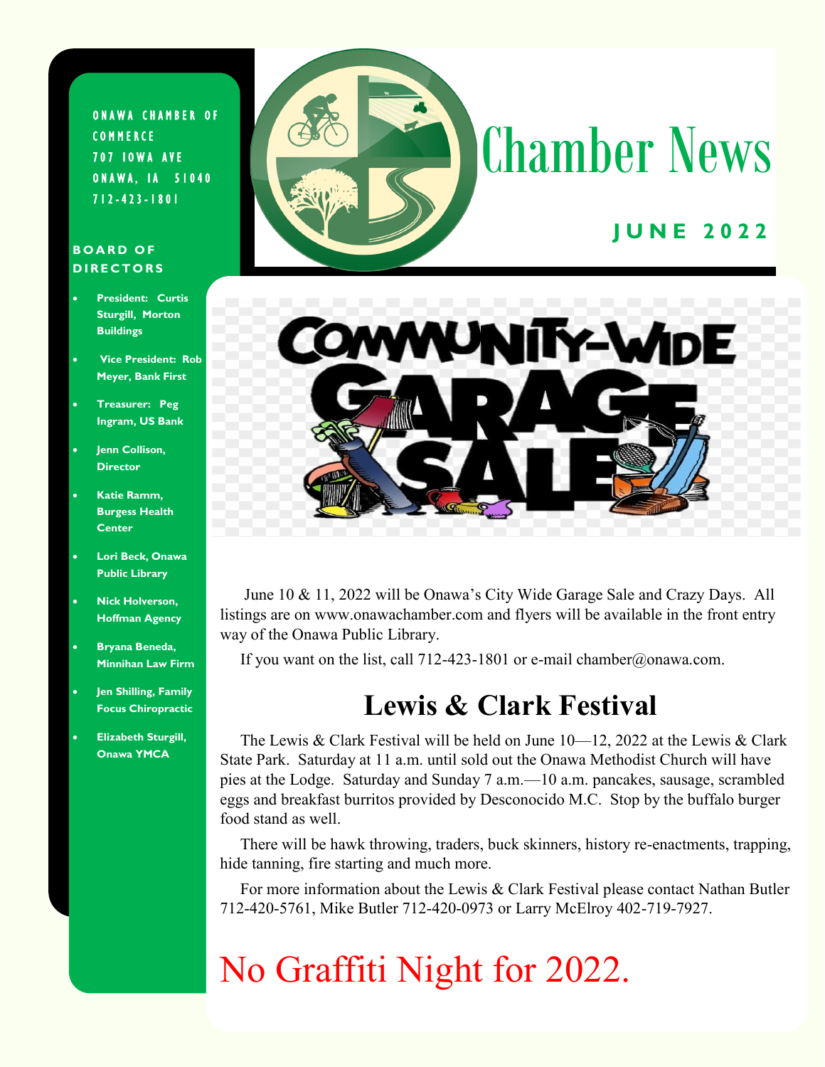# Chamber News

**JUNE 2022**

ONAWA CHAMBER OF COMMERCE
707 IOWA AVE
ONAWA, IA 51040
712-423-1801

**BOARD OF DIRECTORS**

- **President: Curtis Sturgill, Morton Buildings**
- **Vice President: Rob Meyer, Bank First**
- **Treasurer: Peg Ingram, US Bank**
- **Jenn Collison, Director**
- **Katie Ramm, Burgess Health Center**
- **Lori Beck, Onawa Public Library**
- **Nick Holverson, Hoffman Agency**
- **Bryana Beneda, Minnihan Law Firm**
- **Jen Shilling, Family Focus Chiropractic**
- **Elizabeth Sturgill, Onawa YMCA**

## COMMUNITY-WIDE GARAGE SALE

June 10 & 11, 2022 will be Onawa's City Wide Garage Sale and Crazy Days. All listings are on www.onawachamber.com and flyers will be available in the front entry way of the Onawa Public Library.

If you want on the list, call 712-423-1801 or e-mail chamber@onawa.com.

## Lewis & Clark Festival

The Lewis & Clark Festival will be held on June 10—12, 2022 at the Lewis & Clark State Park. Saturday at 11 a.m. until sold out the Onawa Methodist Church will have pies at the Lodge. Saturday and Sunday 7 a.m.—10 a.m. pancakes, sausage, scrambled eggs and breakfast burritos provided by Desconocido M.C. Stop by the buffalo burger food stand as well.

There will be hawk throwing, traders, buck skinners, history re-enactments, trapping, hide tanning, fire starting and much more.

For more information about the Lewis & Clark Festival please contact Nathan Butler 712-420-5761, Mike Butler 712-420-0973 or Larry McElroy 402-719-7927.

## No Graffiti Night for 2022.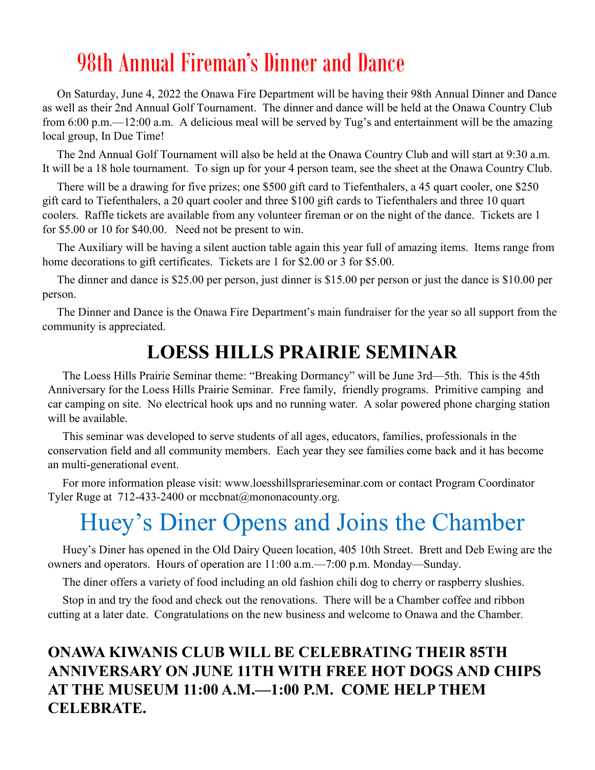# 98th Annual Fireman's Dinner and Dance

On Saturday, June 4, 2022 the Onawa Fire Department will be having their 98th Annual Dinner and Dance as well as their 2nd Annual Golf Tournament. The dinner and dance will be held at the Onawa Country Club from 6:00 p.m.—12:00 a.m. A delicious meal will be served by Tug's and entertainment will be the amazing local group, In Due Time!

The 2nd Annual Golf Tournament will also be held at the Onawa Country Club and will start at 9:30 a.m. It will be a 18 hole tournament. To sign up for your 4 person team, see the sheet at the Onawa Country Club.

There will be a drawing for five prizes; one $500 gift card to Tiefenthalers, a 45 quart cooler, one $250 gift card to Tiefenthalers, a 20 quart cooler and three $100 gift cards to Tiefenthalers and three 10 quart coolers. Raffle tickets are available from any volunteer fireman or on the night of the dance. Tickets are 1 for $5.00 or 10 for $40.00. Need not be present to win.

The Auxiliary will be having a silent auction table again this year full of amazing items. Items range from home decorations to gift certificates. Tickets are 1 for $2.00 or 3 for $5.00.

The dinner and dance is $25.00 per person, just dinner is $15.00 per person or just the dance is $10.00 per person.

The Dinner and Dance is the Onawa Fire Department's main fundraiser for the year so all support from the community is appreciated.

# LOESS HILLS PRAIRIE SEMINAR

The Loess Hills Prairie Seminar theme: "Breaking Dormancy" will be June 3rd—5th. This is the 45th Anniversary for the Loess Hills Prairie Seminar. Free family, friendly programs. Primitive camping and car camping on site. No electrical hook ups and no running water. A solar powered phone charging station will be available.

This seminar was developed to serve students of all ages, educators, families, professionals in the conservation field and all community members. Each year they see families come back and it has become an multi-generational event.

For more information please visit: www.loesshillsprarieseminar.com or contact Program Coordinator Tyler Ruge at 712-433-2400 or mccbnat@mononacounty.org.

# Huey's Diner Opens and Joins the Chamber

Huey's Diner has opened in the Old Dairy Queen location, 405 10th Street. Brett and Deb Ewing are the owners and operators. Hours of operation are 11:00 a.m.—7:00 p.m. Monday—Sunday.

The diner offers a variety of food including an old fashion chili dog to cherry or raspberry slushies.

Stop in and try the food and check out the renovations. There will be a Chamber coffee and ribbon cutting at a later date. Congratulations on the new business and welcome to Onawa and the Chamber.

**ONAWA KIWANIS CLUB WILL BE CELEBRATING THEIR 85TH ANNIVERSARY ON JUNE 11TH WITH FREE HOT DOGS AND CHIPS AT THE MUSEUM 11:00 A.M.—1:00 P.M. COME HELP THEM CELEBRATE.**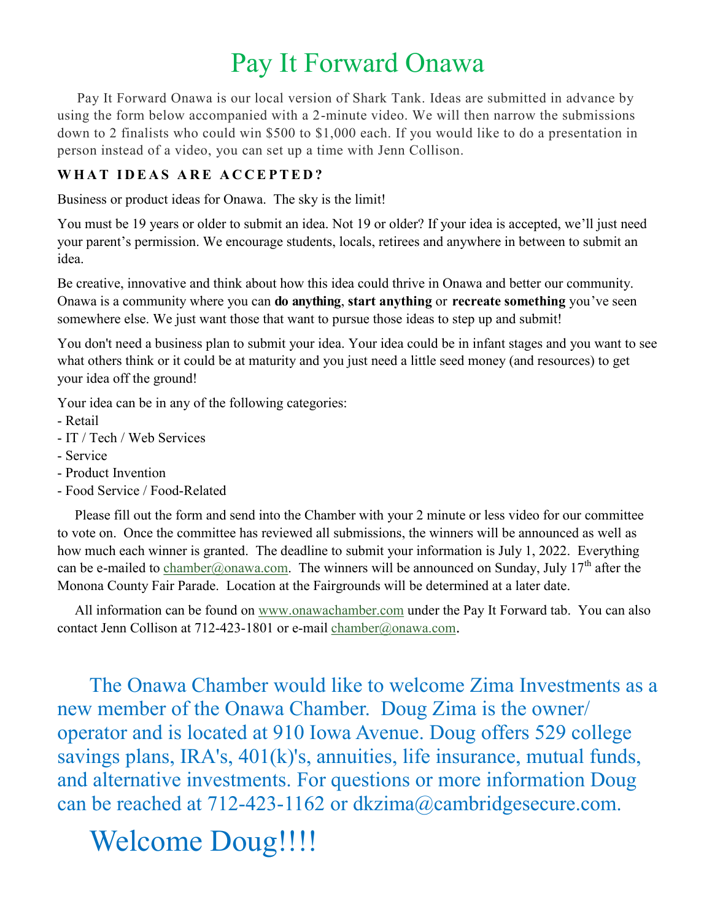# Pay It Forward Onawa

Pay It Forward Onawa is our local version of Shark Tank. Ideas are submitted in advance by using the form below accompanied with a 2-minute video. We will then narrow the submissions down to 2 finalists who could win $500 to $1,000 each. If you would like to do a presentation in person instead of a video, you can set up a time with Jenn Collison.

**WHAT IDEAS ARE ACCEPTED?**

Business or product ideas for Onawa. The sky is the limit!

You must be 19 years or older to submit an idea. Not 19 or older? If your idea is accepted, we'll just need your parent's permission. We encourage students, locals, retirees and anywhere in between to submit an idea.

Be creative, innovative and think about how this idea could thrive in Onawa and better our community. Onawa is a community where you can **do anything**, **start anything** or **recreate something** you've seen somewhere else. We just want those that want to pursue those ideas to step up and submit!

You don't need a business plan to submit your idea. Your idea could be in infant stages and you want to see what others think or it could be at maturity and you just need a little seed money (and resources) to get your idea off the ground!

Your idea can be in any of the following categories:
- Retail
- IT / Tech / Web Services
- Service
- Product Invention
- Food Service / Food-Related

Please fill out the form and send into the Chamber with your 2 minute or less video for our committee to vote on. Once the committee has reviewed all submissions, the winners will be announced as well as how much each winner is granted. The deadline to submit your information is July 1, 2022. Everything can be e-mailed to chamber@onawa.com. The winners will be announced on Sunday, July 17th after the Monona County Fair Parade. Location at the Fairgrounds will be determined at a later date.

All information can be found on www.onawachamber.com under the Pay It Forward tab. You can also contact Jenn Collison at 712-423-1801 or e-mail chamber@onawa.com.

The Onawa Chamber would like to welcome Zima Investments as a new member of the Onawa Chamber. Doug Zima is the owner/ operator and is located at 910 Iowa Avenue. Doug offers 529 college savings plans, IRA's, 401(k)'s, annuities, life insurance, mutual funds, and alternative investments. For questions or more information Doug can be reached at 712-423-1162 or dkzima@cambridgesecure.com.

Welcome Doug!!!!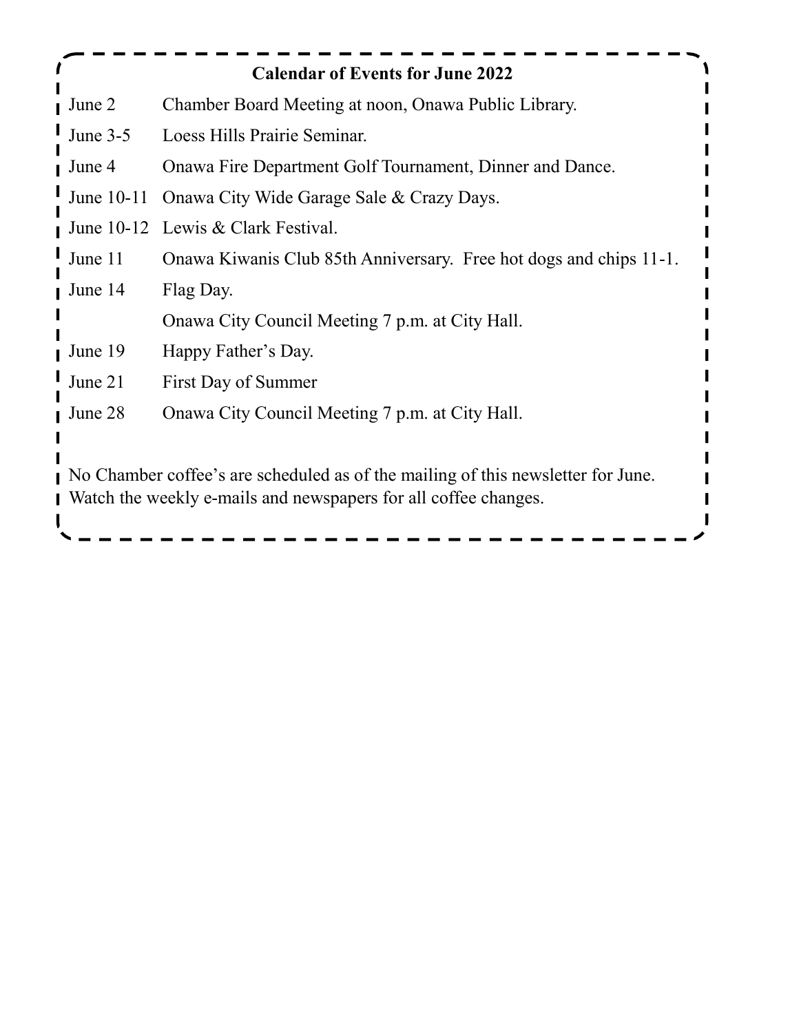## Calendar of Events for June 2022

| | |
|---|---|
| June 2 | Chamber Board Meeting at noon, Onawa Public Library. |
| June 3-5 | Loess Hills Prairie Seminar. |
| June 4 | Onawa Fire Department Golf Tournament, Dinner and Dance. |
| June 10-11 | Onawa City Wide Garage Sale & Crazy Days. |
| June 10-12 | Lewis & Clark Festival. |
| June 11 | Onawa Kiwanis Club 85th Anniversary. Free hot dogs and chips 11-1. |
| June 14 | Flag Day. |
| | Onawa City Council Meeting 7 p.m. at City Hall. |
| June 19 | Happy Father's Day. |
| June 21 | First Day of Summer |
| June 28 | Onawa City Council Meeting 7 p.m. at City Hall. |

No Chamber coffee's are scheduled as of the mailing of this newsletter for June. Watch the weekly e-mails and newspapers for all coffee changes.